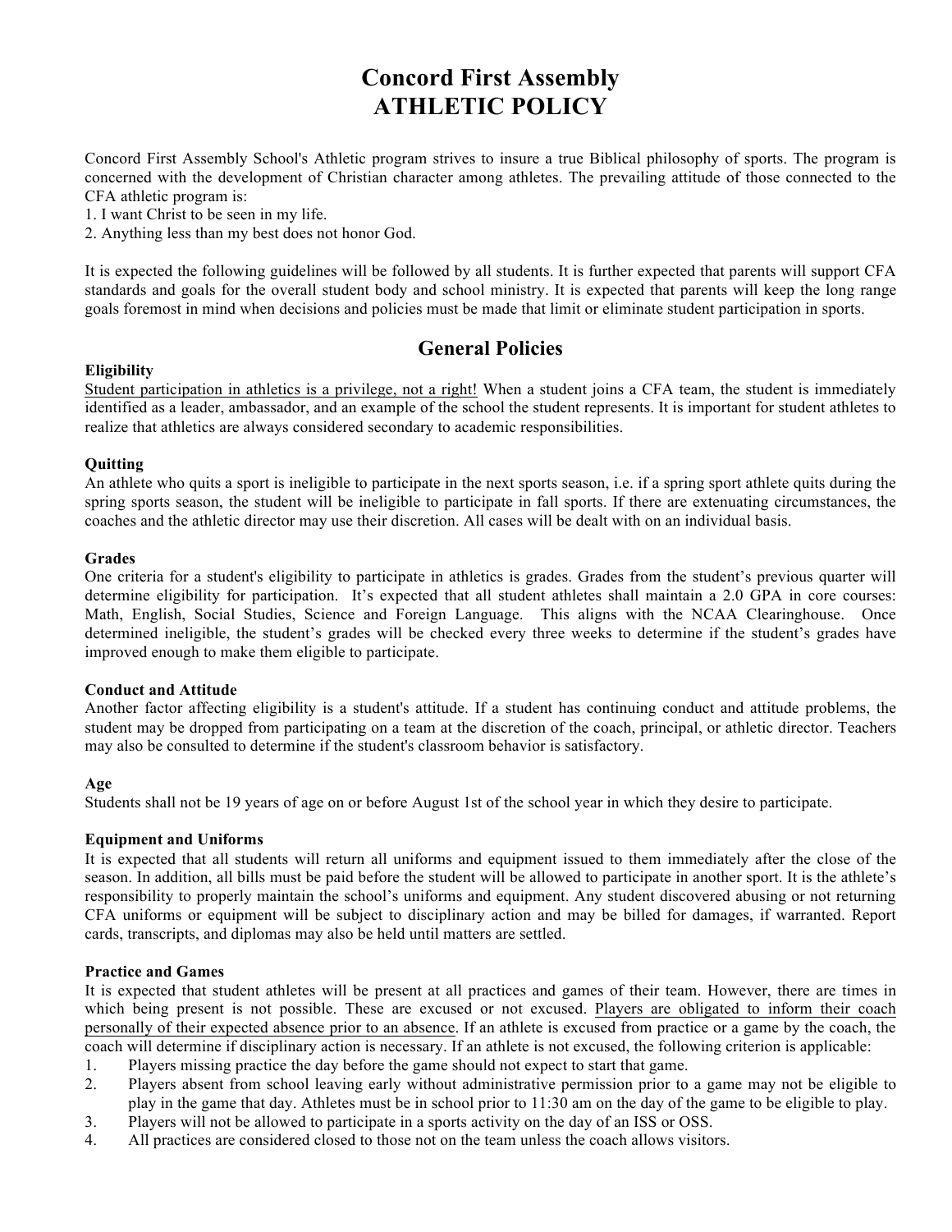# Concord First Assembly
# ATHLETIC POLICY

Concord First Assembly School's Athletic program strives to insure a true Biblical philosophy of sports. The program is concerned with the development of Christian character among athletes. The prevailing attitude of those connected to the CFA athletic program is:

1. I want Christ to be seen in my life.
2. Anything less than my best does not honor God.

It is expected the following guidelines will be followed by all students. It is further expected that parents will support CFA standards and goals for the overall student body and school ministry. It is expected that parents will keep the long range goals foremost in mind when decisions and policies must be made that limit or eliminate student participation in sports.

## General Policies

**Eligibility**

<u>Student participation in athletics is a privilege, not a right!</u> When a student joins a CFA team, the student is immediately identified as a leader, ambassador, and an example of the school the student represents. It is important for student athletes to realize that athletics are always considered secondary to academic responsibilities.

**Quitting**

An athlete who quits a sport is ineligible to participate in the next sports season, i.e. if a spring sport athlete quits during the spring sports season, the student will be ineligible to participate in fall sports. If there are extenuating circumstances, the coaches and the athletic director may use their discretion. All cases will be dealt with on an individual basis.

**Grades**

One criteria for a student's eligibility to participate in athletics is grades. Grades from the student's previous quarter will determine eligibility for participation. It's expected that all student athletes shall maintain a 2.0 GPA in core courses: Math, English, Social Studies, Science and Foreign Language. This aligns with the NCAA Clearinghouse. Once determined ineligible, the student's grades will be checked every three weeks to determine if the student's grades have improved enough to make them eligible to participate.

**Conduct and Attitude**

Another factor affecting eligibility is a student's attitude. If a student has continuing conduct and attitude problems, the student may be dropped from participating on a team at the discretion of the coach, principal, or athletic director. Teachers may also be consulted to determine if the student's classroom behavior is satisfactory.

**Age**

Students shall not be 19 years of age on or before August 1st of the school year in which they desire to participate.

**Equipment and Uniforms**

It is expected that all students will return all uniforms and equipment issued to them immediately after the close of the season. In addition, all bills must be paid before the student will be allowed to participate in another sport. It is the athlete's responsibility to properly maintain the school's uniforms and equipment. Any student discovered abusing or not returning CFA uniforms or equipment will be subject to disciplinary action and may be billed for damages, if warranted. Report cards, transcripts, and diplomas may also be held until matters are settled.

**Practice and Games**

It is expected that student athletes will be present at all practices and games of their team. However, there are times in which being present is not possible. These are excused or not excused. <u>Players are obligated to inform their coach personally of their expected absence prior to an absence</u>. If an athlete is excused from practice or a game by the coach, the coach will determine if disciplinary action is necessary. If an athlete is not excused, the following criterion is applicable:

1. Players missing practice the day before the game should not expect to start that game.
2. Players absent from school leaving early without administrative permission prior to a game may not be eligible to play in the game that day. Athletes must be in school prior to 11:30 am on the day of the game to be eligible to play.
3. Players will not be allowed to participate in a sports activity on the day of an ISS or OSS.
4. All practices are considered closed to those not on the team unless the coach allows visitors.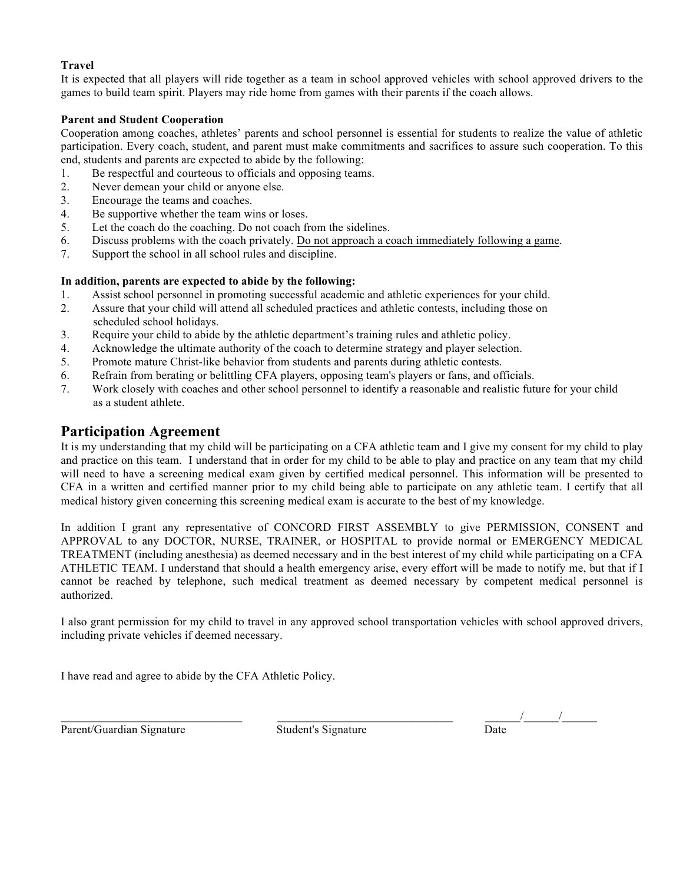**Travel**

It is expected that all players will ride together as a team in school approved vehicles with school approved drivers to the games to build team spirit. Players may ride home from games with their parents if the coach allows.

**Parent and Student Cooperation**

Cooperation among coaches, athletes' parents and school personnel is essential for students to realize the value of athletic participation. Every coach, student, and parent must make commitments and sacrifices to assure such cooperation. To this end, students and parents are expected to abide by the following:

1. Be respectful and courteous to officials and opposing teams.
2. Never demean your child or anyone else.
3. Encourage the teams and coaches.
4. Be supportive whether the team wins or loses.
5. Let the coach do the coaching. Do not coach from the sidelines.
6. Discuss problems with the coach privately. <u>Do not approach a coach immediately following a game</u>.
7. Support the school in all school rules and discipline.

**In addition, parents are expected to abide by the following:**

1. Assist school personnel in promoting successful academic and athletic experiences for your child.
2. Assure that your child will attend all scheduled practices and athletic contests, including those on scheduled school holidays.
3. Require your child to abide by the athletic department's training rules and athletic policy.
4. Acknowledge the ultimate authority of the coach to determine strategy and player selection.
5. Promote mature Christ-like behavior from students and parents during athletic contests.
6. Refrain from berating or belittling CFA players, opposing team's players or fans, and officials.
7. Work closely with coaches and other school personnel to identify a reasonable and realistic future for your child as a student athlete.

## Participation Agreement

It is my understanding that my child will be participating on a CFA athletic team and I give my consent for my child to play and practice on this team. I understand that in order for my child to be able to play and practice on any team that my child will need to have a screening medical exam given by certified medical personnel. This information will be presented to CFA in a written and certified manner prior to my child being able to participate on any athletic team. I certify that all medical history given concerning this screening medical exam is accurate to the best of my knowledge.

In addition I grant any representative of CONCORD FIRST ASSEMBLY to give PERMISSION, CONSENT and APPROVAL to any DOCTOR, NURSE, TRAINER, or HOSPITAL to provide normal or EMERGENCY MEDICAL TREATMENT (including anesthesia) as deemed necessary and in the best interest of my child while participating on a CFA ATHLETIC TEAM. I understand that should a health emergency arise, every effort will be made to notify me, but that if I cannot be reached by telephone, such medical treatment as deemed necessary by competent medical personnel is authorized.

I also grant permission for my child to travel in any approved school transportation vehicles with school approved drivers, including private vehicles if deemed necessary.

I have read and agree to abide by the CFA Athletic Policy.

\_\_\_\_\_\_\_\_\_\_\_\_\_\_\_\_\_\_\_\_\_\_\_\_\_\_\_\_\_\_\_\_ \_\_\_\_\_\_\_\_\_\_\_\_\_\_\_\_\_\_\_\_\_\_\_\_\_\_\_\_\_\_\_\_ \_\_\_\_\_\_/\_\_\_\_\_\_/\_\_\_\_\_\_

Parent/Guardian Signature Student's Signature Date